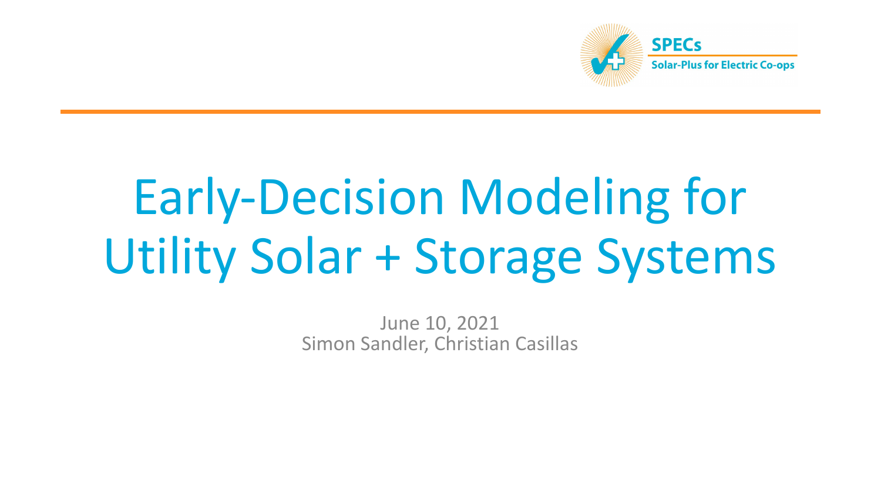SPECs

Solar-Plus for Electric Co-ops

# Early-Decision Modeling for Utility Solar + Storage Systems

June 10, 2021

Simon Sandler, Christian Casillas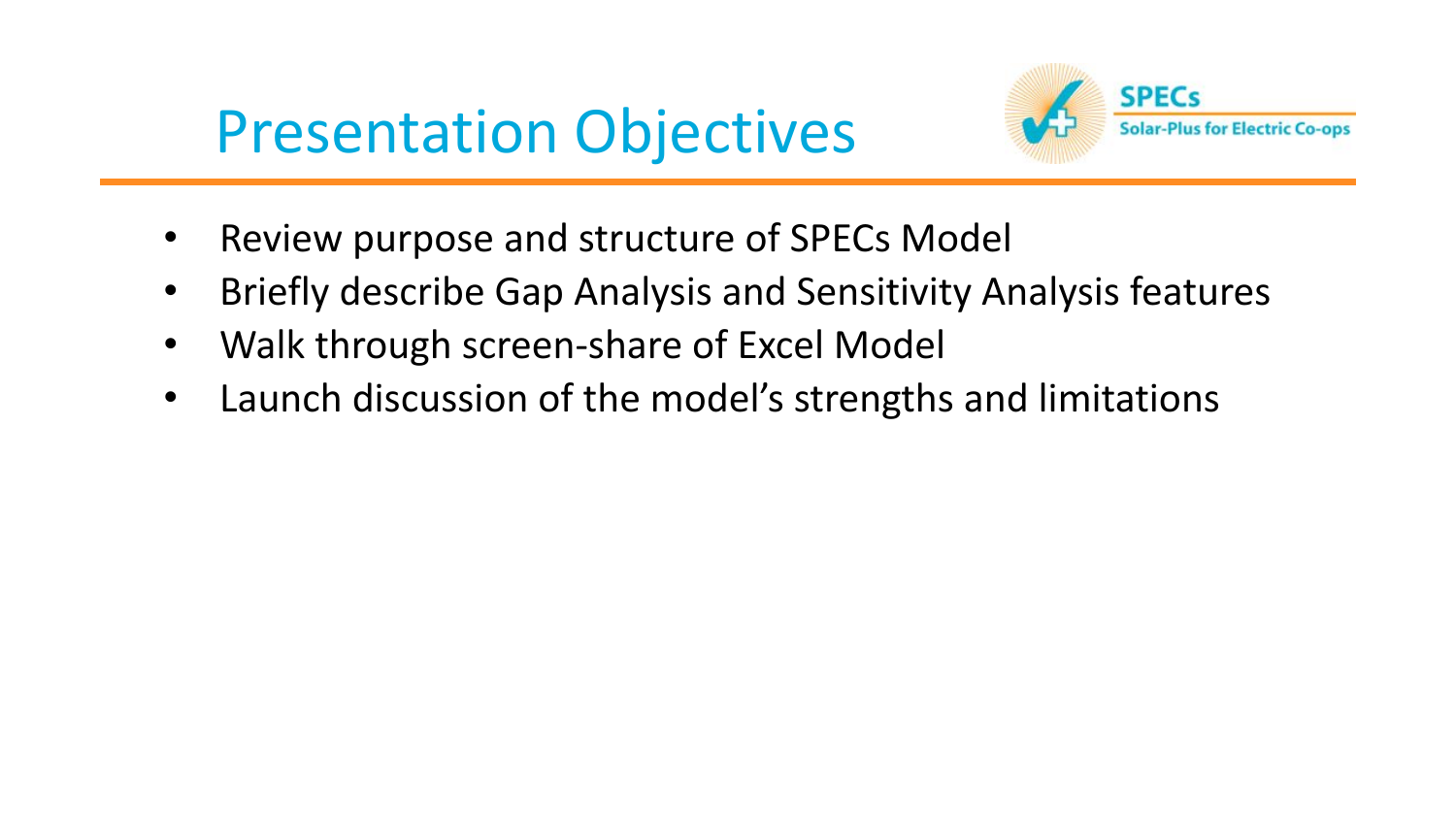# Presentation Objectives

- Review purpose and structure of SPECs Model
- Briefly describe Gap Analysis and Sensitivity Analysis features
- Walk through screen-share of Excel Model
- Launch discussion of the model's strengths and limitations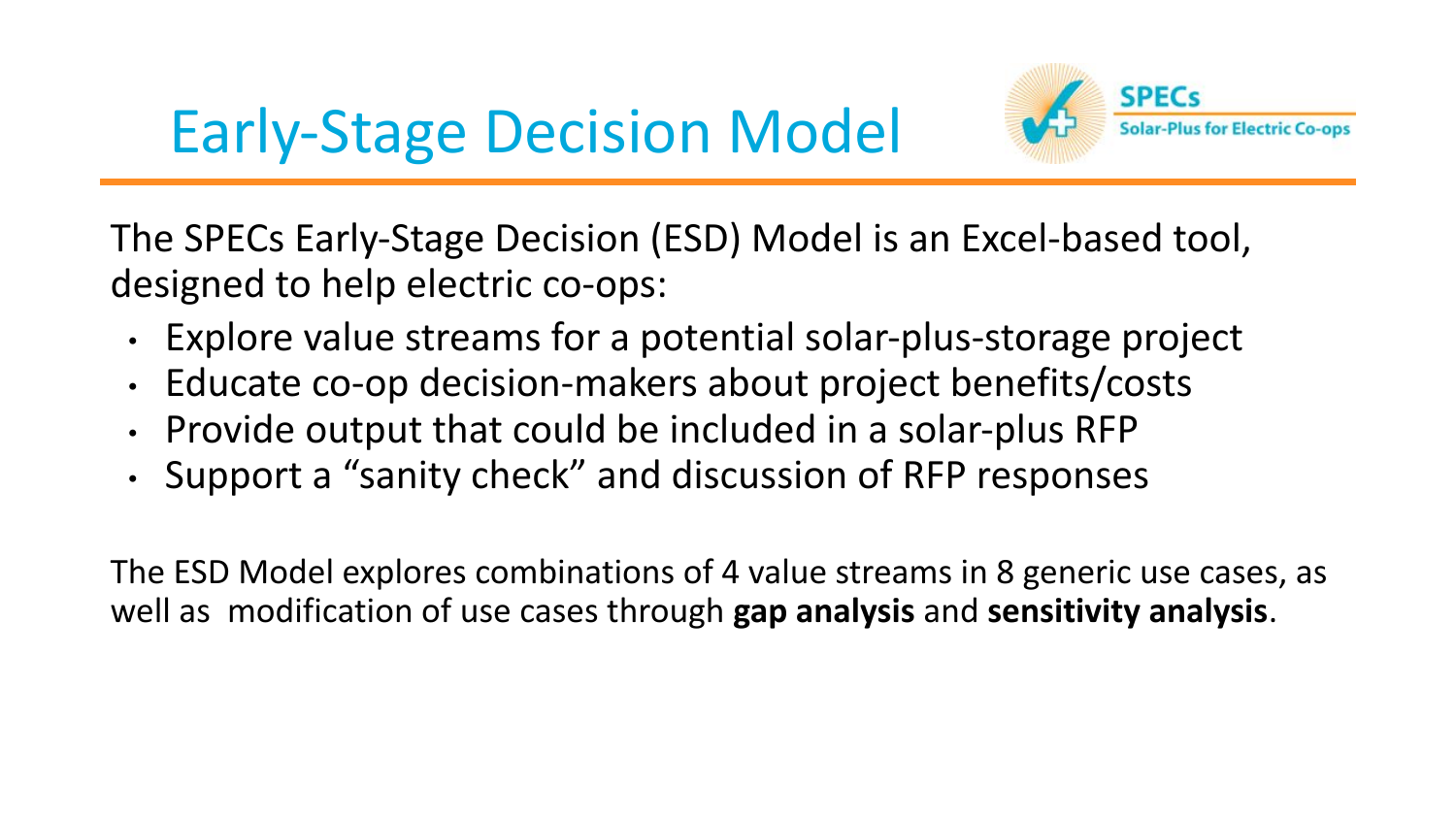# Early-Stage Decision Model

SPECs
Solar-Plus for Electric Co-ops

The SPECs Early-Stage Decision (ESD) Model is an Excel-based tool, designed to help electric co-ops:

- Explore value streams for a potential solar-plus-storage project
- Educate co-op decision-makers about project benefits/costs
- Provide output that could be included in a solar-plus RFP
- Support a "sanity check" and discussion of RFP responses

The ESD Model explores combinations of 4 value streams in 8 generic use cases, as well as modification of use cases through **gap analysis** and **sensitivity analysis**.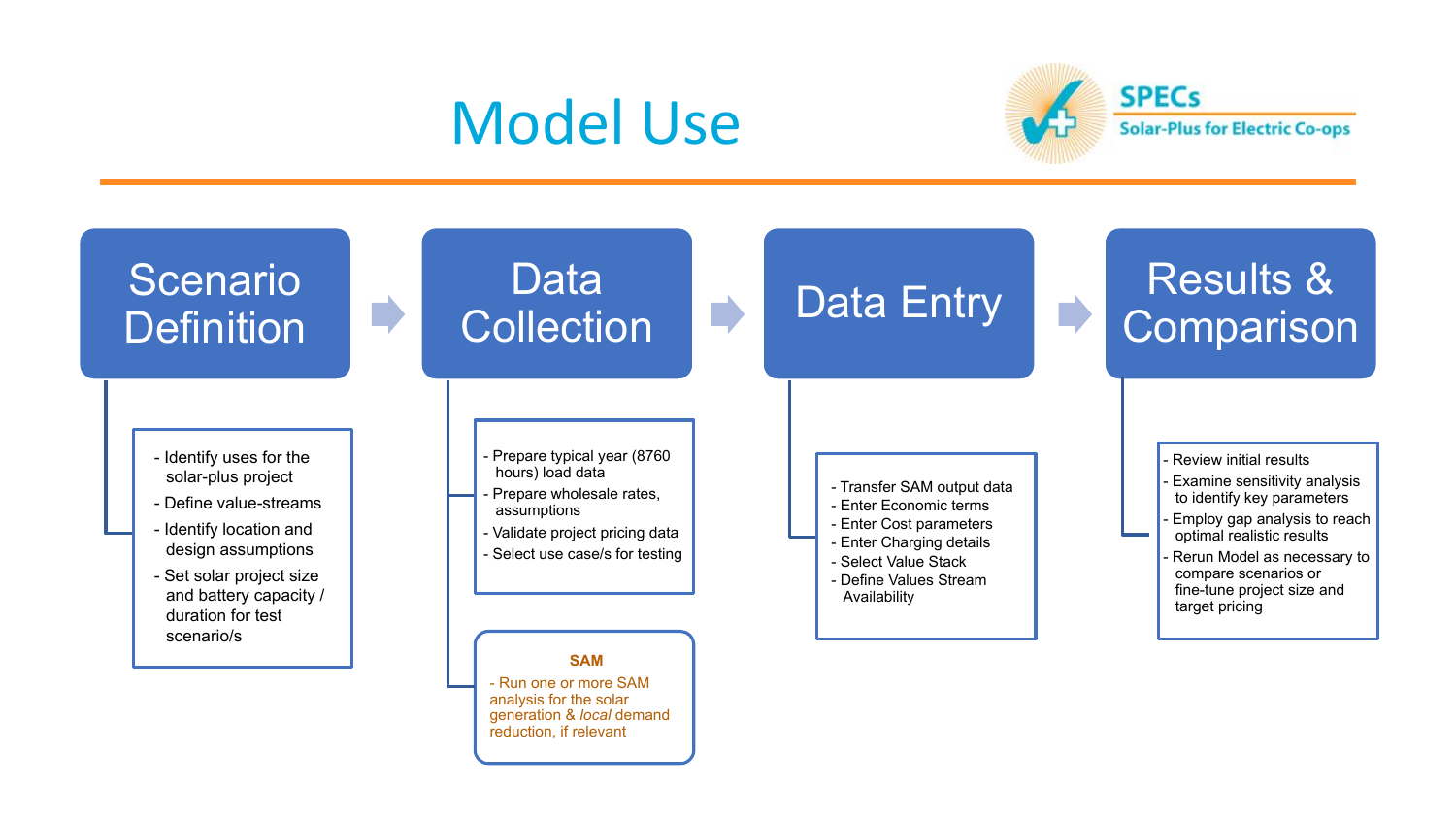# Model Use

SPECs
Solar-Plus for Electric Co-ops

## Scenario Definition

- Identify uses for the solar-plus project
- Define value-streams
- Identify location and design assumptions
- Set solar project size and battery capacity / duration for test scenario/s

## Data Collection

- Prepare typical year (8760 hours) load data
- Prepare wholesale rates, assumptions
- Validate project pricing data
- Select use case/s for testing

**SAM**

- Run one or more SAM analysis for the solar generation & *local* demand reduction, if relevant

## Data Entry

- Transfer SAM output data
- Enter Economic terms
- Enter Cost parameters
- Enter Charging details
- Select Value Stack
- Define Values Stream Availability

## Results & Comparison

- Review initial results
- Examine sensitivity analysis to identify key parameters
- Employ gap analysis to reach optimal realistic results
- Rerun Model as necessary to compare scenarios or fine-tune project size and target pricing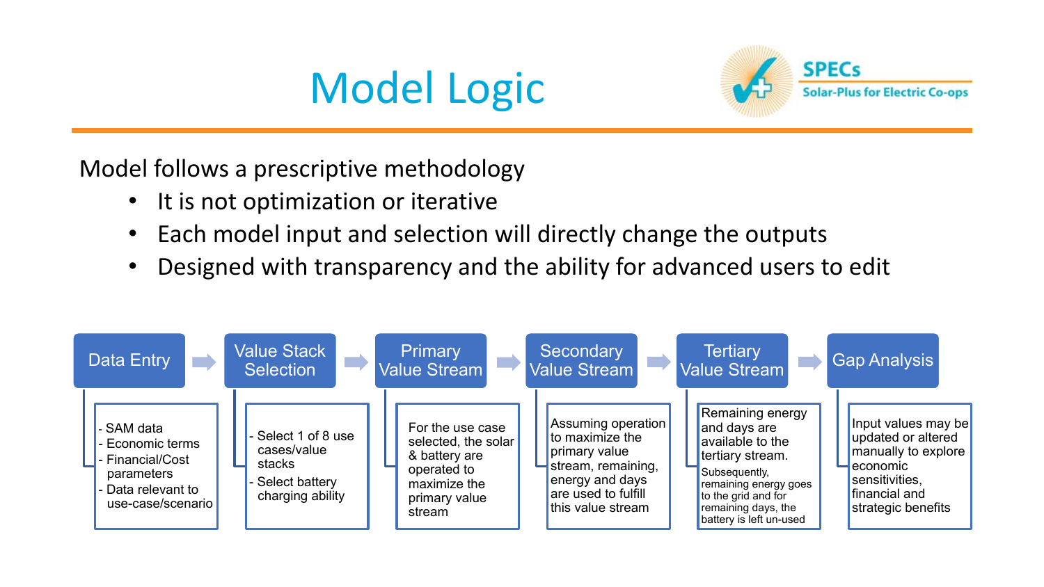# Model Logic

Model follows a prescriptive methodology

- It is not optimization or iterative
- Each model input and selection will directly change the outputs
- Designed with transparency and the ability for advanced users to edit

**Data Entry** → **Value Stack Selection** → **Primary Value Stream** → **Secondary Value Stream** → **Tertiary Value Stream** → **Gap Analysis**

**Data Entry**

- SAM data
- Economic terms
- Financial/Cost parameters
- Data relevant to use-case/scenario

**Value Stack Selection**

- Select 1 of 8 use cases/value stacks
- Select battery charging ability

**Primary Value Stream**

For the use case selected, the solar & battery are operated to maximize the primary value stream

**Secondary Value Stream**

Assuming operation to maximize the primary value stream, remaining, energy and days are used to fulfill this value stream

**Tertiary Value Stream**

Remaining energy and days are available to the tertiary value stream.

Subsequently, remaining energy goes to the grid and for remaining days, the battery is left un-used

**Gap Analysis**

Input values may be updated or altered manually to explore economic sensitivities, financial and strategic benefits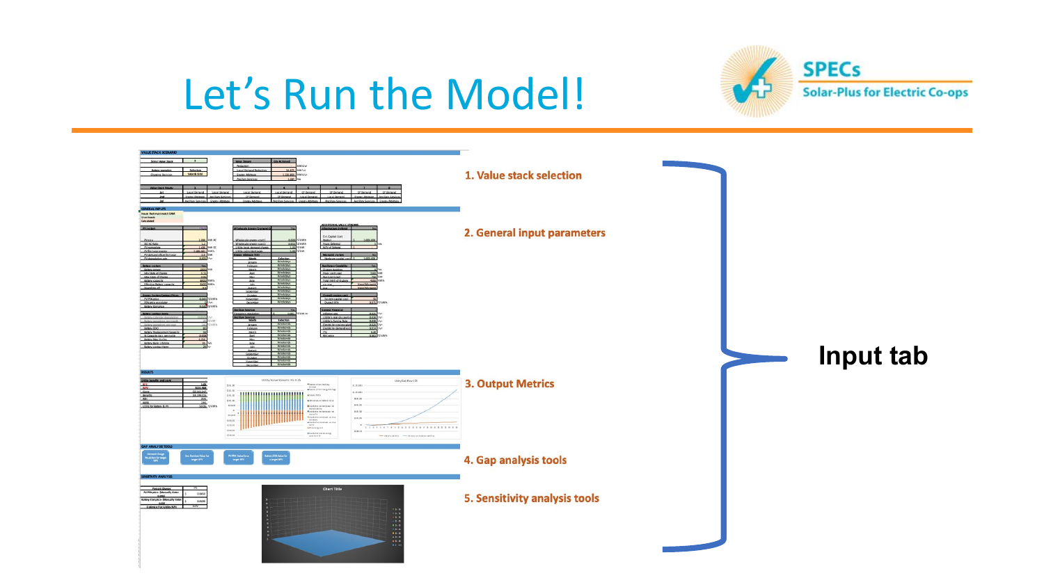# Let's Run the Model!

1. Value stack selection

2. General input parameters

3. Output Metrics

4. Gap analysis tools

5. Sensitivity analysis tools

**Input tab**